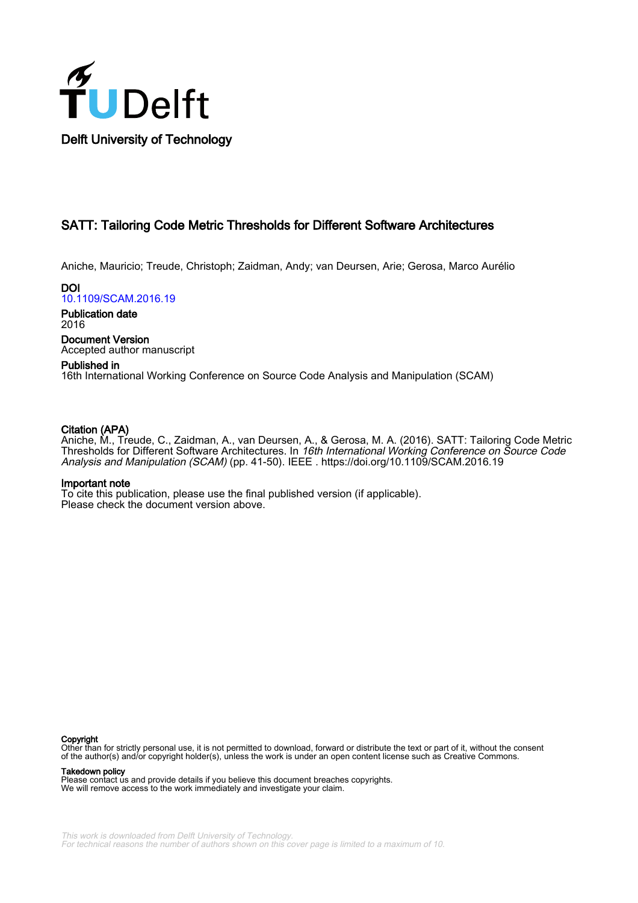Delft University of Technology

# SATT: Tailoring Code Metric Thresholds for Different Software Architectures

Aniche, Mauricio; Treude, Christoph; Zaidman, Andy; van Deursen, Arie; Gerosa, Marco Aurélio

**DOI**
10.1109/SCAM.2016.19

**Publication date**
2016

**Document Version**
Accepted author manuscript

**Published in**
16th International Working Conference on Source Code Analysis and Manipulation (SCAM)

**Citation (APA)**
Aniche, M., Treude, C., Zaidman, A., van Deursen, A., & Gerosa, M. A. (2016). SATT: Tailoring Code Metric Thresholds for Different Software Architectures. In *16th International Working Conference on Source Code Analysis and Manipulation (SCAM)* (pp. 41-50). IEEE . https://doi.org/10.1109/SCAM.2016.19

**Important note**
To cite this publication, please use the final published version (if applicable).
Please check the document version above.

**Copyright**
Other than for strictly personal use, it is not permitted to download, forward or distribute the text or part of it, without the consent of the author(s) and/or copyright holder(s), unless the work is under an open content license such as Creative Commons.

**Takedown policy**
Please contact us and provide details if you believe this document breaches copyrights.
We will remove access to the work immediately and investigate your claim.

This work is downloaded from Delft University of Technology.
For technical reasons the number of authors shown on this cover page is limited to a maximum of 10.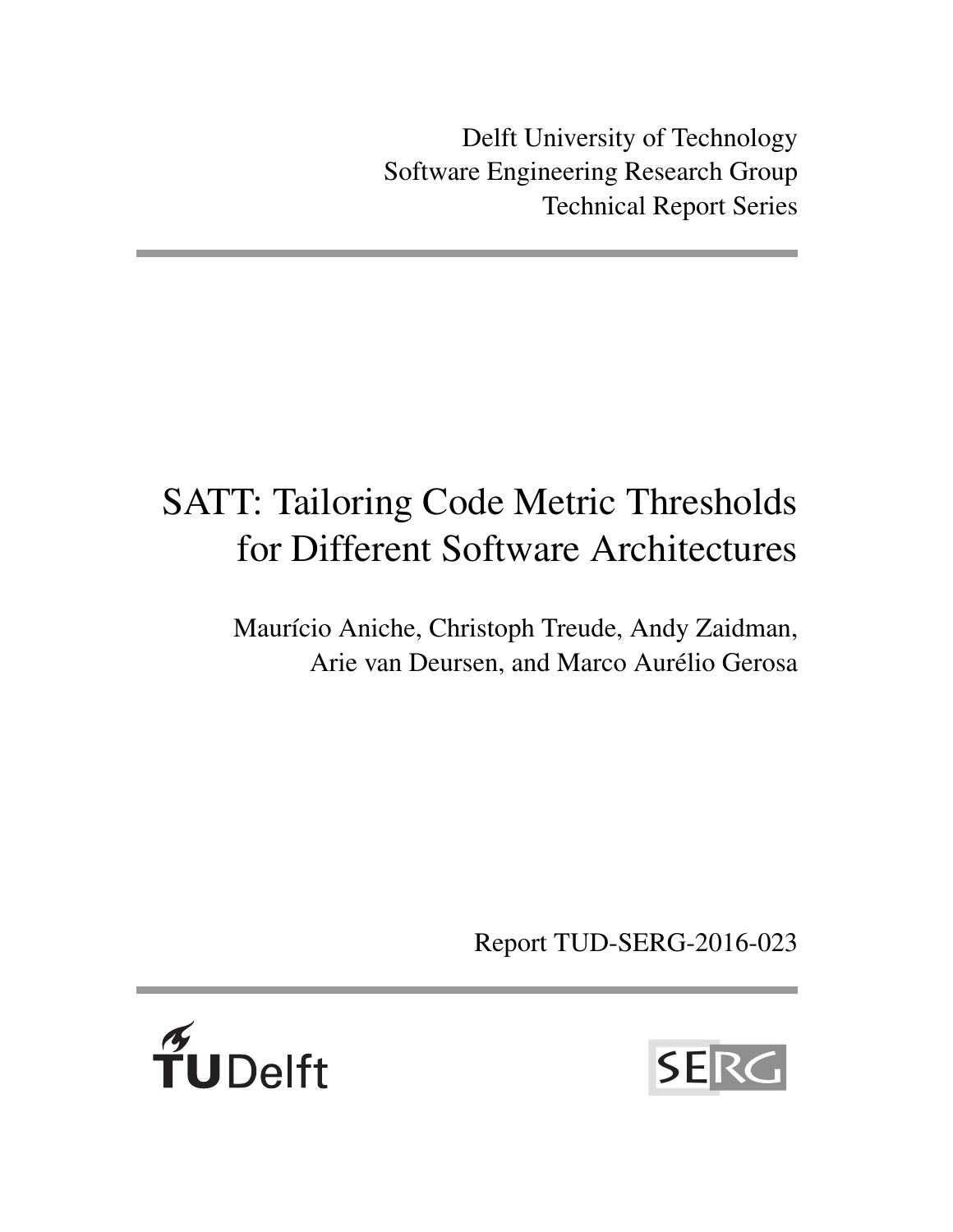Delft University of Technology
Software Engineering Research Group
Technical Report Series

# SATT: Tailoring Code Metric Thresholds for Different Software Architectures

Maurício Aniche, Christoph Treude, Andy Zaidman, Arie van Deursen, and Marco Aurélio Gerosa

Report TUD-SERG-2016-023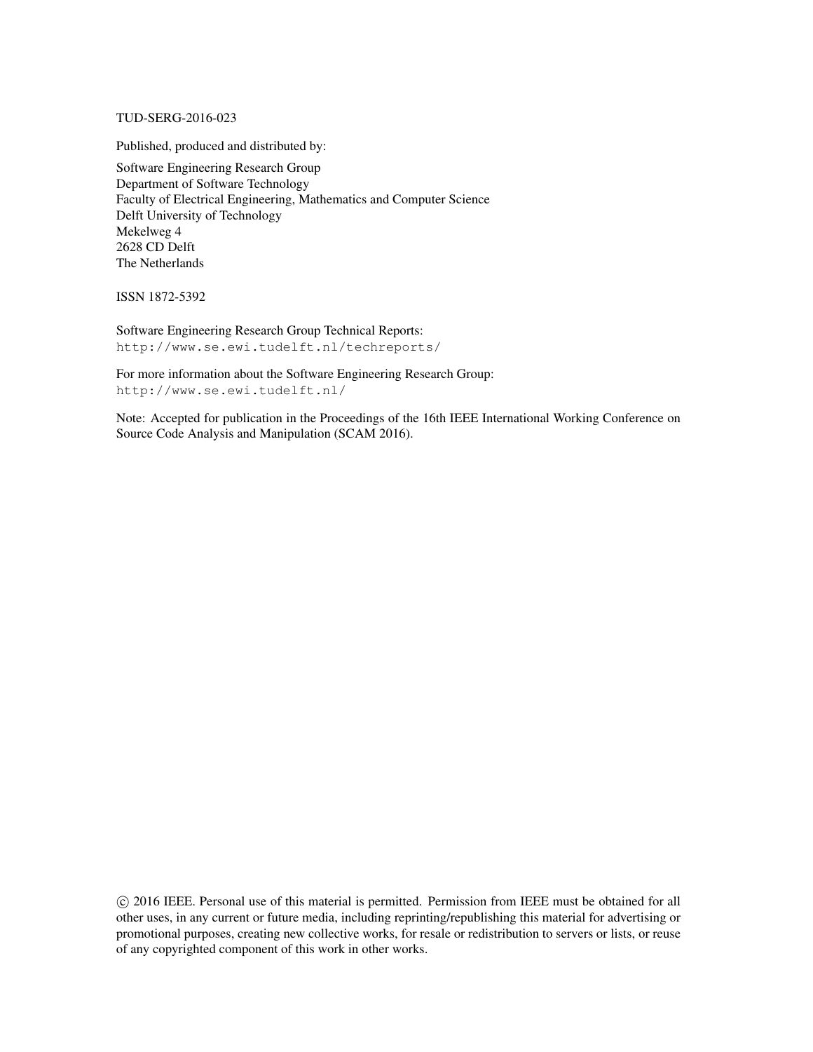TUD-SERG-2016-023

Published, produced and distributed by:

Software Engineering Research Group
Department of Software Technology
Faculty of Electrical Engineering, Mathematics and Computer Science
Delft University of Technology
Mekelweg 4
2628 CD Delft
The Netherlands

ISSN 1872-5392

Software Engineering Research Group Technical Reports:
`http://www.se.ewi.tudelft.nl/techreports/`

For more information about the Software Engineering Research Group:
`http://www.se.ewi.tudelft.nl/`

Note: Accepted for publication in the Proceedings of the 16th IEEE International Working Conference on Source Code Analysis and Manipulation (SCAM 2016).

© 2016 IEEE. Personal use of this material is permitted. Permission from IEEE must be obtained for all other uses, in any current or future media, including reprinting/republishing this material for advertising or promotional purposes, creating new collective works, for resale or redistribution to servers or lists, or reuse of any copyrighted component of this work in other works.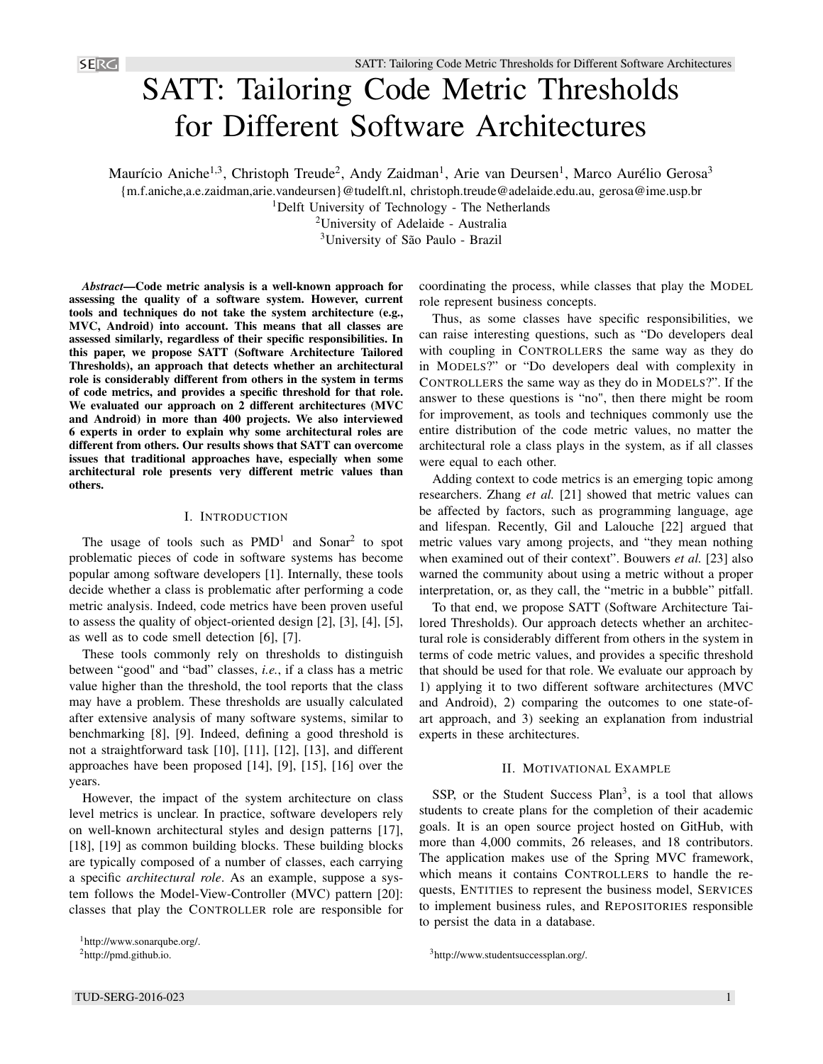# SATT: Tailoring Code Metric Thresholds for Different Software Architectures

Maurício Aniche[1,3], Christoph Treude[2], Andy Zaidman[1], Arie van Deursen[1], Marco Aurélio Gerosa[3]

{m.f.aniche,a.e.zaidman,arie.vandeursen}@tudelft.nl, christoph.treude@adelaide.edu.au, gerosa@ime.usp.br

[1]Delft University of Technology - The Netherlands

[2]University of Adelaide - Australia

[3]University of São Paulo - Brazil

***Abstract*—Code metric analysis is a well-known approach for assessing the quality of a software system. However, current tools and techniques do not take the system architecture (e.g., MVC, Android) into account. This means that all classes are assessed similarly, regardless of their specific responsibilities. In this paper, we propose SATT (Software Architecture Tailored Thresholds), an approach that detects whether an architectural role is considerably different from others in the system in terms of code metrics, and provides a specific threshold for that role. We evaluated our approach on 2 different architectures (MVC and Android) in more than 400 projects. We also interviewed 6 experts in order to explain why some architectural roles are different from others. Our results shows that SATT can overcome issues that traditional approaches have, especially when some architectural role presents very different metric values than others.**

## I. Introduction

The usage of tools such as PMD[1] and Sonar[2] to spot problematic pieces of code in software systems has become popular among software developers [1]. Internally, these tools decide whether a class is problematic after performing a code metric analysis. Indeed, code metrics have been proven useful to assess the quality of object-oriented design [2], [3], [4], [5], as well as to code smell detection [6], [7].

These tools commonly rely on thresholds to distinguish between "good" and "bad" classes, *i.e.*, if a class has a metric value higher than the threshold, the tool reports that the class may have a problem. These thresholds are usually calculated after extensive analysis of many software systems, similar to benchmarking [8], [9]. Indeed, defining a good threshold is not a straightforward task [10], [11], [12], [13], and different approaches have been proposed [14], [9], [15], [16] over the years.

However, the impact of the system architecture on class level metrics is unclear. In practice, software developers rely on well-known architectural styles and design patterns [17], [18], [19] as common building blocks. These building blocks are typically composed of a number of classes, each carrying a specific *architectural role*. As an example, suppose a system follows the Model-View-Controller (MVC) pattern [20]: classes that play the CONTROLLER role are responsible for coordinating the process, while classes that play the MODEL role represent business concepts.

Thus, as some classes have specific responsibilities, we can raise interesting questions, such as "Do developers deal with coupling in CONTROLLERS the same way as they do in MODELS?" or "Do developers deal with complexity in CONTROLLERS the same way as they do in MODELS?". If the answer to these questions is "no", then there might be room for improvement, as tools and techniques commonly use the entire distribution of the code metric values, no matter the architectural role a class plays in the system, as if all classes were equal to each other.

Adding context to code metrics is an emerging topic among researchers. Zhang *et al.* [21] showed that metric values can be affected by factors, such as programming language, age and lifespan. Recently, Gil and Lalouche [22] argued that metric values vary among projects, and "they mean nothing when examined out of their context". Bouwers *et al.* [23] also warned the community about using a metric without a proper interpretation, or, as they call, the "metric in a bubble" pitfall.

To that end, we propose SATT (Software Architecture Tailored Thresholds). Our approach detects whether an architectural role is considerably different from others in the system in terms of code metric values, and provides a specific threshold that should be used for that role. We evaluate our approach by 1) applying it to two different software architectures (MVC and Android), 2) comparing the outcomes to one state-of-art approach, and 3) seeking an explanation from industrial experts in these architectures.

## II. Motivational Example

SSP, or the Student Success Plan[3], is a tool that allows students to create plans for the completion of their academic goals. It is an open source project hosted on GitHub, with more than 4,000 commits, 26 releases, and 18 contributors. The application makes use of the Spring MVC framework, which means it contains CONTROLLERS to handle the requests, ENTITIES to represent the business model, SERVICES to implement business rules, and REPOSITORIES responsible to persist the data in a database.

[1]http://www.sonarqube.org/.

[2]http://pmd.github.io.

[3]http://www.studentsuccessplan.org/.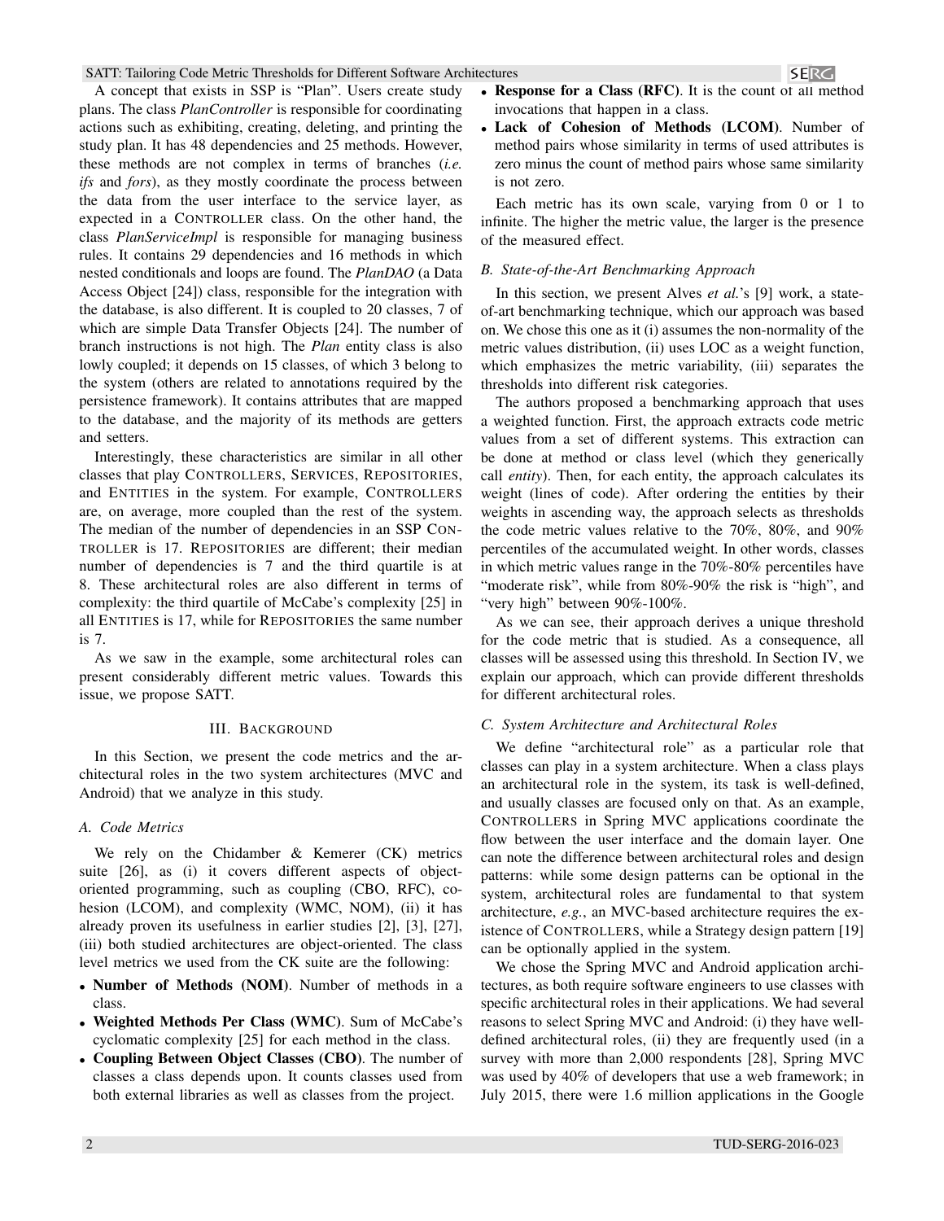A concept that exists in SSP is "Plan". Users create study plans. The class *PlanController* is responsible for coordinating actions such as exhibiting, creating, deleting, and printing the study plan. It has 48 dependencies and 25 methods. However, these methods are not complex in terms of branches (*i.e. ifs* and *fors*), as they mostly coordinate the process between the data from the user interface to the service layer, as expected in a CONTROLLER class. On the other hand, the class *PlanServiceImpl* is responsible for managing business rules. It contains 29 dependencies and 16 methods in which nested conditionals and loops are found. The *PlanDAO* (a Data Access Object [24]) class, responsible for the integration with the database, is also different. It is coupled to 20 classes, 7 of which are simple Data Transfer Objects [24]. The number of branch instructions is not high. The *Plan* entity class is also lowly coupled; it depends on 15 classes, of which 3 belong to the system (others are related to annotations required by the persistence framework). It contains attributes that are mapped to the database, and the majority of its methods are getters and setters.

Interestingly, these characteristics are similar in all other classes that play CONTROLLERS, SERVICES, REPOSITORIES, and ENTITIES in the system. For example, CONTROLLERS are, on average, more coupled than the rest of the system. The median of the number of dependencies in an SSP CONTROLLER is 17. REPOSITORIES are different; their median number of dependencies is 7 and the third quartile is at 8. These architectural roles are also different in terms of complexity: the third quartile of McCabe's complexity [25] in all ENTITIES is 17, while for REPOSITORIES the same number is 7.

As we saw in the example, some architectural roles can present considerably different metric values. Towards this issue, we propose SATT.

## III. BACKGROUND

In this Section, we present the code metrics and the architectural roles in the two system architectures (MVC and Android) that we analyze in this study.

### A. Code Metrics

We rely on the Chidamber & Kemerer (CK) metrics suite [26], as (i) it covers different aspects of object-oriented programming, such as coupling (CBO, RFC), cohesion (LCOM), and complexity (WMC, NOM), (ii) it has already proven its usefulness in earlier studies [2], [3], [27], (iii) both studied architectures are object-oriented. The class level metrics we used from the CK suite are the following:

- **Number of Methods (NOM)**. Number of methods in a class.
- **Weighted Methods Per Class (WMC)**. Sum of McCabe's cyclomatic complexity [25] for each method in the class.
- **Coupling Between Object Classes (CBO)**. The number of classes a class depends upon. It counts classes used from both external libraries as well as classes from the project.
- **Response for a Class (RFC)**. It is the count of all method invocations that happen in a class.
- **Lack of Cohesion of Methods (LCOM)**. Number of method pairs whose similarity in terms of used attributes is zero minus the count of method pairs whose same similarity is not zero.

Each metric has its own scale, varying from 0 or 1 to infinite. The higher the metric value, the larger is the presence of the measured effect.

### B. State-of-the-Art Benchmarking Approach

In this section, we present Alves *et al.*'s [9] work, a state-of-art benchmarking technique, which our approach was based on. We chose this one as it (i) assumes the non-normality of the metric values distribution, (ii) uses LOC as a weight function, which emphasizes the metric variability, (iii) separates the thresholds into different risk categories.

The authors proposed a benchmarking approach that uses a weighted function. First, the approach extracts code metric values from a set of different systems. This extraction can be done at method or class level (which they generically call *entity*). Then, for each entity, the approach calculates its weight (lines of code). After ordering the entities by their weights in ascending way, the approach selects as thresholds the code metric values relative to the 70%, 80%, and 90% percentiles of the accumulated weight. In other words, classes in which metric values range in the 70%-80% percentiles have "moderate risk", while from 80%-90% the risk is "high", and "very high" between 90%-100%.

As we can see, their approach derives a unique threshold for the code metric that is studied. As a consequence, all classes will be assessed using this threshold. In Section IV, we explain our approach, which can provide different thresholds for different architectural roles.

### C. System Architecture and Architectural Roles

We define "architectural role" as a particular role that classes can play in a system architecture. When a class plays an architectural role in the system, its task is well-defined, and usually classes are focused only on that. As an example, CONTROLLERS in Spring MVC applications coordinate the flow between the user interface and the domain layer. One can note the difference between architectural roles and design patterns: while some design patterns can be optional in the system, architectural roles are fundamental to that system architecture, *e.g.*, an MVC-based architecture requires the existence of CONTROLLERS, while a Strategy design pattern [19] can be optionally applied in the system.

We chose the Spring MVC and Android application architectures, as both require software engineers to use classes with specific architectural roles in their applications. We had several reasons to select Spring MVC and Android: (i) they have well-defined architectural roles, (ii) they are frequently used (in a survey with more than 2,000 respondents [28], Spring MVC was used by 40% of developers that use a web framework; in July 2015, there were 1.6 million applications in the Google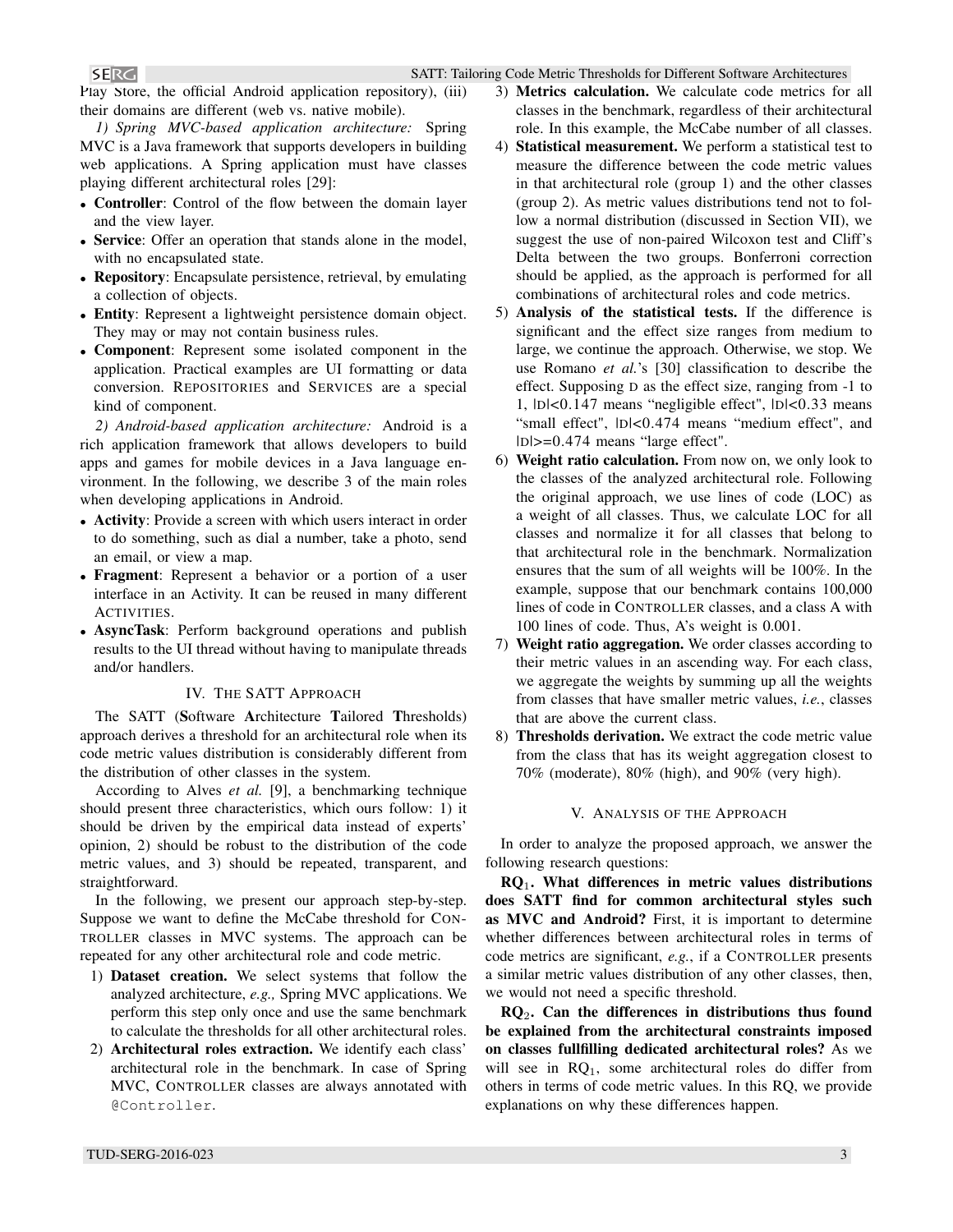Play Store, the official Android application repository), (iii) their domains are different (web vs. native mobile).

*1) Spring MVC-based application architecture:* Spring MVC is a Java framework that supports developers in building web applications. A Spring application must have classes playing different architectural roles [29]:

- **Controller**: Control of the flow between the domain layer and the view layer.
- **Service**: Offer an operation that stands alone in the model, with no encapsulated state.
- **Repository**: Encapsulate persistence, retrieval, by emulating a collection of objects.
- **Entity**: Represent a lightweight persistence domain object. They may or may not contain business rules.
- **Component**: Represent some isolated component in the application. Practical examples are UI formatting or data conversion. REPOSITORIES and SERVICES are a special kind of component.

*2) Android-based application architecture:* Android is a rich application framework that allows developers to build apps and games for mobile devices in a Java language environment. In the following, we describe 3 of the main roles when developing applications in Android.

- **Activity**: Provide a screen with which users interact in order to do something, such as dial a number, take a photo, send an email, or view a map.
- **Fragment**: Represent a behavior or a portion of a user interface in an Activity. It can be reused in many different ACTIVITIES.
- **AsyncTask**: Perform background operations and publish results to the UI thread without having to manipulate threads and/or handlers.

## IV. The SATT Approach

The SATT (**S**oftware **A**rchitecture **T**ailored **T**hresholds) approach derives a threshold for an architectural role when its code metric values distribution is considerably different from the distribution of other classes in the system.

According to Alves *et al.* [9], a benchmarking technique should present three characteristics, which ours follow: 1) it should be driven by the empirical data instead of experts' opinion, 2) should be robust to the distribution of the code metric values, and 3) should be repeated, transparent, and straightforward.

In the following, we present our approach step-by-step. Suppose we want to define the McCabe threshold for CONTROLLER classes in MVC systems. The approach can be repeated for any other architectural role and code metric.

1) **Dataset creation.** We select systems that follow the analyzed architecture, *e.g.,* Spring MVC applications. We perform this step only once and use the same benchmark to calculate the thresholds for all other architectural roles.
2) **Architectural roles extraction.** We identify each class' architectural role in the benchmark. In case of Spring MVC, CONTROLLER classes are always annotated with `@Controller`.
3) **Metrics calculation.** We calculate code metrics for all classes in the benchmark, regardless of their architectural role. In this example, the McCabe number of all classes.
4) **Statistical measurement.** We perform a statistical test to measure the difference between the code metric values in that architectural role (group 1) and the other classes (group 2). As metric values distributions tend not to follow a normal distribution (discussed in Section VII), we suggest the use of non-paired Wilcoxon test and Cliff's Delta between the two groups. Bonferroni correction should be applied, as the approach is performed for all combinations of architectural roles and code metrics.
5) **Analysis of the statistical tests.** If the difference is significant and the effect size ranges from medium to large, we continue the approach. Otherwise, we stop. We use Romano *et al.*'s [30] classification to describe the effect. Supposing D as the effect size, ranging from -1 to 1, $|D|<0.147$ means "negligible effect", $|D|<0.33$ means "small effect", $|D|<0.474$ means "medium effect", and $|D|>=0.474$ means "large effect".
6) **Weight ratio calculation.** From now on, we only look to the classes of the analyzed architectural role. Following the original approach, we use lines of code (LOC) as a weight of all classes. Thus, we calculate LOC for all classes and normalize it for all classes that belong to that architectural role in the benchmark. Normalization ensures that the sum of all weights will be 100%. In the example, suppose that our benchmark contains 100,000 lines of code in CONTROLLER classes, and a class A with 100 lines of code. Thus, A's weight is 0.001.
7) **Weight ratio aggregation.** We order classes according to their metric values in an ascending way. For each class, we aggregate the weights by summing up all the weights from classes that have smaller metric values, *i.e.*, classes that are above the current class.
8) **Thresholds derivation.** We extract the code metric value from the class that has its weight aggregation closest to 70% (moderate), 80% (high), and 90% (very high).

## V. Analysis of the Approach

In order to analyze the proposed approach, we answer the following research questions:

**$RQ_1$. What differences in metric values distributions does SATT find for common architectural styles such as MVC and Android?** First, it is important to determine whether differences between architectural roles in terms of code metrics are significant, *e.g.*, if a CONTROLLER presents a similar metric values distribution of any other classes, then, we would not need a specific threshold.

**$RQ_2$. Can the differences in distributions thus found be explained from the architectural constraints imposed on classes fullfilling dedicated architectural roles?** As we will see in $RQ_1$, some architectural roles do differ from others in terms of code metric values. In this RQ, we provide explanations on why these differences happen.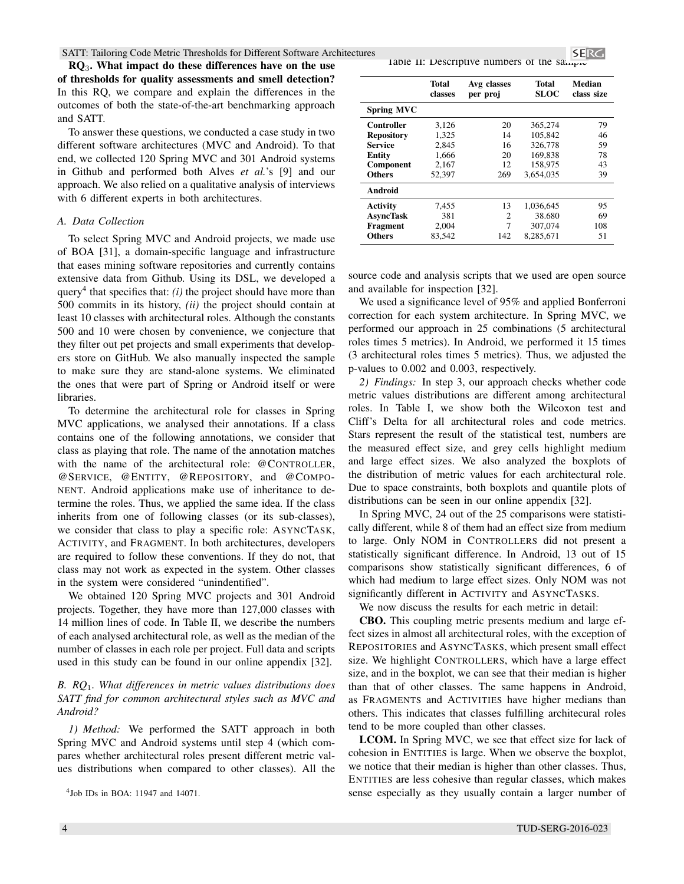**RQ$_3$. What impact do these differences have on the use of thresholds for quality assessments and smell detection?** In this RQ, we compare and explain the differences in the outcomes of both the state-of-the-art benchmarking approach and SATT.

To answer these questions, we conducted a case study in two different software architectures (MVC and Android). To that end, we collected 120 Spring MVC and 301 Android systems in Github and performed both Alves *et al.*'s [9] and our approach. We also relied on a qualitative analysis of interviews with 6 different experts in both architectures.

### A. Data Collection

To select Spring MVC and Android projects, we made use of BOA [31], a domain-specific language and infrastructure that eases mining software repositories and currently contains extensive data from Github. Using its DSL, we developed a query[4] that specifies that: *(i)* the project should have more than 500 commits in its history, *(ii)* the project should contain at least 10 classes with architectural roles. Although the constants 500 and 10 were chosen by convenience, we conjecture that they filter out pet projects and small experiments that developers store on GitHub. We also manually inspected the sample to make sure they are stand-alone systems. We eliminated the ones that were part of Spring or Android itself or were libraries.

To determine the architectural role for classes in Spring MVC applications, we analysed their annotations. If a class contains one of the following annotations, we consider that class as playing that role. The name of the annotation matches with the name of the architectural role: @CONTROLLER, @SERVICE, @ENTITY, @REPOSITORY, and @COMPONENT. Android applications make use of inheritance to determine the roles. Thus, we applied the same idea. If the class inherits from one of following classes (or its sub-classes), we consider that class to play a specific role: ASYNCTASK, ACTIVITY, and FRAGMENT. In both architectures, developers are required to follow these conventions. If they do not, that class may not work as expected in the system. Other classes in the system were considered "unindentified".

We obtained 120 Spring MVC projects and 301 Android projects. Together, they have more than 127,000 classes with 14 million lines of code. In Table II, we describe the numbers of each analysed architectural role, as well as the median of the number of classes in each role per project. Full data and scripts used in this study can be found in our online appendix [32].

[4] Job IDs in BOA: 11947 and 14071.

Table II: Descriptive numbers of the sample

| | Total classes | Avg classes per proj | Total SLOC | Median class size |
|---|---|---|---|---|
| **Spring MVC** | | | | |
| **Controller** | 3,126 | 20 | 365,274 | 79 |
| **Repository** | 1,325 | 14 | 105,842 | 46 |
| **Service** | 2,845 | 16 | 326,778 | 59 |
| **Entity** | 1,666 | 20 | 169,838 | 78 |
| **Component** | 2,167 | 12 | 158,975 | 43 |
| **Others** | 52,397 | 269 | 3,654,035 | 39 |
| **Android** | | | | |
| **Activity** | 7,455 | 13 | 1,036,645 | 95 |
| **AsyncTask** | 381 | 2 | 38,680 | 69 |
| **Fragment** | 2,004 | 7 | 307,074 | 108 |
| **Others** | 83,542 | 142 | 8,285,671 | 51 |

### B. RQ$_1$. *What differences in metric values distributions does SATT find for common architectural styles such as MVC and Android?*

*1) Method:* We performed the SATT approach in both Spring MVC and Android systems until step 4 (which compares whether architectural roles present different metric values distributions when compared to other classes). All the source code and analysis scripts that we used are open source and available for inspection [32].

We used a significance level of 95% and applied Bonferroni correction for each system architecture. In Spring MVC, we performed our approach in 25 combinations (5 architectural roles times 5 metrics). In Android, we performed it 15 times (3 architectural roles times 5 metrics). Thus, we adjusted the p-values to 0.002 and 0.003, respectively.

*2) Findings:* In step 3, our approach checks whether code metric values distributions are different among architectural roles. In Table I, we show both the Wilcoxon test and Cliff's Delta for all architectural roles and code metrics. Stars represent the result of the statistical test, numbers are the measured effect size, and grey cells highlight medium and large effect sizes. We also analyzed the boxplots of the distribution of metric values for each architectural role. Due to space constraints, both boxplots and quantile plots of distributions can be seen in our online appendix [32].

In Spring MVC, 24 out of the 25 comparisons were statistically different, while 8 of them had an effect size from medium to large. Only NOM in CONTROLLERS did not present a statistically significant difference. In Android, 13 out of 15 comparisons show statistically significant differences, 6 of which had medium to large effect sizes. Only NOM was not significantly different in ACTIVITY and ASYNCTASKS.

We now discuss the results for each metric in detail:

**CBO.** This coupling metric presents medium and large effect sizes in almost all architectural roles, with the exception of REPOSITORIES and ASYNCTASKS, which present small effect size. We highlight CONTROLLERS, which have a large effect size, and in the boxplot, we can see that their median is higher than that of other classes. The same happens in Android, as FRAGMENTS and ACTIVITIES have higher medians than others. This indicates that classes fulfilling architecural roles tend to be more coupled than other classes.

**LCOM.** In Spring MVC, we see that effect size for lack of cohesion in ENTITIES is large. When we observe the boxplot, we notice that their median is higher than other classes. Thus, ENTITIES are less cohesive than regular classes, which makes sense especially as they usually contain a larger number of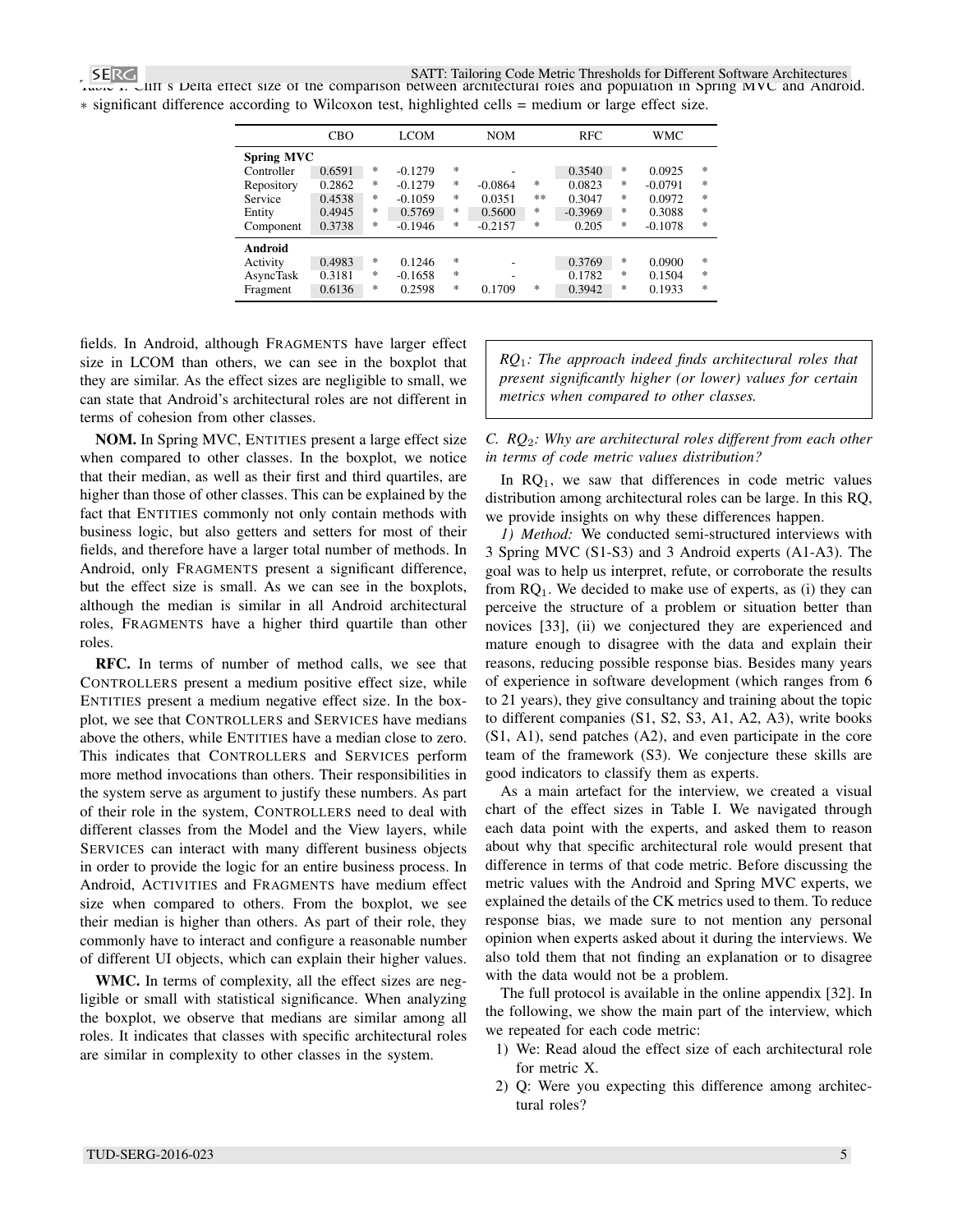Table I. Cliff's Delta effect size of the comparison between architectural roles and population in Spring MVC and Android. * significant difference according to Wilcoxon test, highlighted cells = medium or large effect size.

| | CBO | | LCOM | | NOM | | RFC | | WMC | |
|---|---|---|---|---|---|---|---|---|---|---|
| **Spring MVC** | | | | | | | | | | |
| Controller | 0.6591 | * | -0.1279 | * | - | | 0.3540 | * | 0.0925 | * |
| Repository | 0.2862 | * | -0.1279 | * | -0.0864 | * | 0.0823 | * | -0.0791 | * |
| Service | 0.4538 | * | -0.1059 | * | 0.0351 | ** | 0.3047 | * | 0.0972 | * |
| Entity | 0.4945 | * | 0.5769 | * | 0.5600 | * | -0.3969 | * | 0.3088 | * |
| Component | 0.3738 | * | -0.1946 | * | -0.2157 | * | 0.205 | * | -0.1078 | * |
| **Android** | | | | | | | | | | |
| Activity | 0.4983 | * | 0.1246 | * | - | | 0.3769 | * | 0.0900 | * |
| AsyncTask | 0.3181 | * | -0.1658 | * | - | | 0.1782 | * | 0.1504 | * |
| Fragment | 0.6136 | * | 0.2598 | * | 0.1709 | * | 0.3942 | * | 0.1933 | * |

fields. In Android, although FRAGMENTS have larger effect size in LCOM than others, we can see in the boxplot that they are similar. As the effect sizes are negligible to small, we can state that Android's architectural roles are not different in terms of cohesion from other classes.

**NOM.** In Spring MVC, ENTITIES present a large effect size when compared to other classes. In the boxplot, we notice that their median, as well as their first and third quartiles, are higher than those of other classes. This can be explained by the fact that ENTITIES commonly not only contain methods with business logic, but also getters and setters for most of their fields, and therefore have a larger total number of methods. In Android, only FRAGMENTS present a significant difference, but the effect size is small. As we can see in the boxplots, although the median is similar in all Android architectural roles, FRAGMENTS have a higher third quartile than other roles.

**RFC.** In terms of number of method calls, we see that CONTROLLERS present a medium positive effect size, while ENTITIES present a medium negative effect size. In the boxplot, we see that CONTROLLERS and SERVICES have medians above the others, while ENTITIES have a median close to zero. This indicates that CONTROLLERS and SERVICES perform more method invocations than others. Their responsibilities in the system serve as argument to justify these numbers. As part of their role in the system, CONTROLLERS need to deal with different classes from the Model and the View layers, while SERVICES can interact with many different business objects in order to provide the logic for an entire business process. In Android, ACTIVITIES and FRAGMENTS have medium effect size when compared to others. From the boxplot, we see their median is higher than others. As part of their role, they commonly have to interact and configure a reasonable number of different UI objects, which can explain their higher values.

**WMC.** In terms of complexity, all the effect sizes are negligible or small with statistical significance. When analyzing the boxplot, we observe that medians are similar among all roles. It indicates that classes with specific architectural roles are similar in complexity to other classes in the system.

> *$RQ_1$: The approach indeed finds architectural roles that present significantly higher (or lower) values for certain metrics when compared to other classes.*

### C. $RQ_2$: Why are architectural roles different from each other in terms of code metric values distribution?

In $RQ_1$, we saw that differences in code metric values distribution among architectural roles can be large. In this RQ, we provide insights on why these differences happen.

*1) Method:* We conducted semi-structured interviews with 3 Spring MVC (S1-S3) and 3 Android experts (A1-A3). The goal was to help us interpret, refute, or corroborate the results from $RQ_1$. We decided to make use of experts, as (i) they can perceive the structure of a problem or situation better than novices [33], (ii) we conjectured they are experienced and mature enough to disagree with the data and explain their reasons, reducing possible response bias. Besides many years of experience in software development (which ranges from 6 to 21 years), they give consultancy and training about the topic to different companies (S1, S2, S3, A1, A2, A3), write books (S1, A1), send patches (A2), and even participate in the core team of the framework (S3). We conjecture these skills are good indicators to classify them as experts.

As a main artefact for the interview, we created a visual chart of the effect sizes in Table I. We navigated through each data point with the experts, and asked them to reason about why that specific architectural role would present that difference in terms of that code metric. Before discussing the metric values with the Android and Spring MVC experts, we explained the details of the CK metrics used to them. To reduce response bias, we made sure to not mention any personal opinion when experts asked about it during the interviews. We also told them that not finding an explanation or to disagree with the data would not be a problem.

The full protocol is available in the online appendix [32]. In the following, we show the main part of the interview, which we repeated for each code metric:

1) We: Read aloud the effect size of each architectural role for metric X.
2) Q: Were you expecting this difference among architectural roles?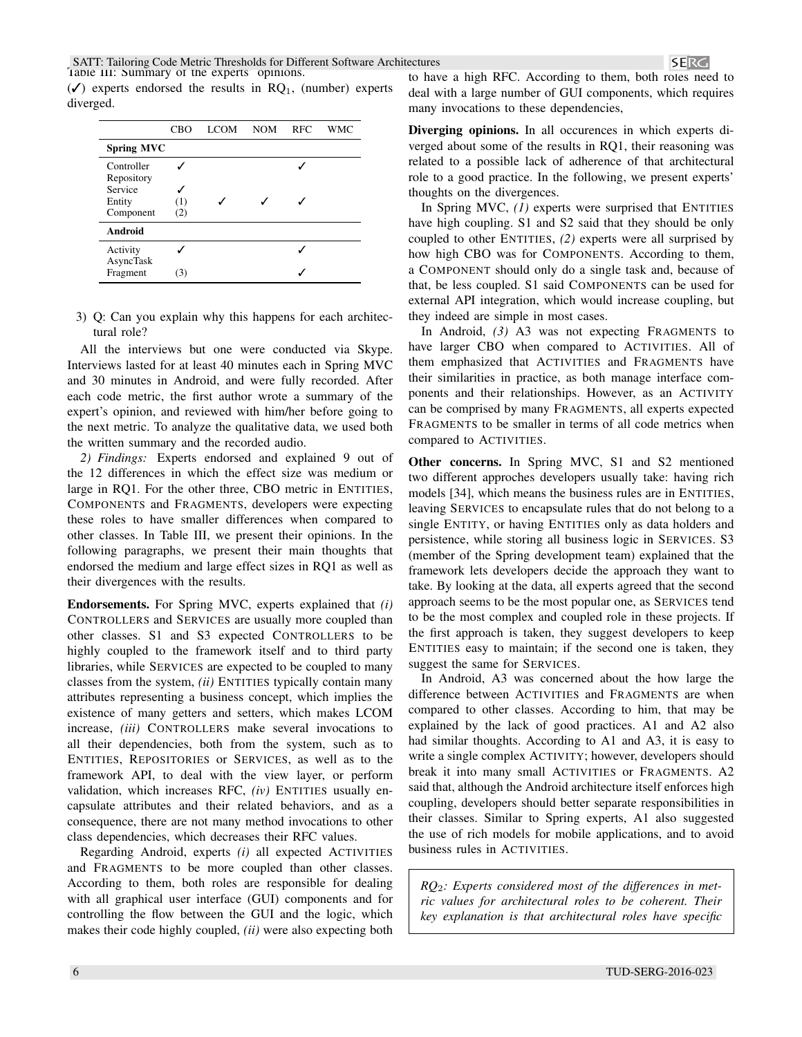Table III: Summary of the experts' opinions. (✓) experts endorsed the results in $RQ_1$, (number) experts diverged.

| | CBO | LCOM | NOM | RFC | WMC |
|---|---|---|---|---|---|
| **Spring MVC** | | | | | |
| Controller | ✓ | | | ✓ | |
| Repository | | | | | |
| Service | ✓ | | | | |
| Entity | (1) | ✓ | ✓ | ✓ | |
| Component | (2) | | | | |
| **Android** | | | | | |
| Activity | ✓ | | | ✓ | |
| AsyncTask | | | | | |
| Fragment | (3) | | | ✓ | |

3) Q: Can you explain why this happens for each architectural role?

All the interviews but one were conducted via Skype. Interviews lasted for at least 40 minutes each in Spring MVC and 30 minutes in Android, and were fully recorded. After each code metric, the first author wrote a summary of the expert's opinion, and reviewed with him/her before going to the next metric. To analyze the qualitative data, we used both the written summary and the recorded audio.

*2) Findings:* Experts endorsed and explained 9 out of the 12 differences in which the effect size was medium or large in RQ1. For the other three, CBO metric in ENTITIES, COMPONENTS and FRAGMENTS, developers were expecting these roles to have smaller differences when compared to other classes. In Table III, we present their opinions. In the following paragraphs, we present their main thoughts that endorsed the medium and large effect sizes in RQ1 as well as their divergences with the results.

**Endorsements.** For Spring MVC, experts explained that *(i)* CONTROLLERS and SERVICES are usually more coupled than other classes. S1 and S3 expected CONTROLLERS to be highly coupled to the framework itself and to third party libraries, while SERVICES are expected to be coupled to many classes from the system, *(ii)* ENTITIES typically contain many attributes representing a business concept, which implies the existence of many getters and setters, which makes LCOM increase, *(iii)* CONTROLLERS make several invocations to all their dependencies, both from the system, such as to ENTITIES, REPOSITORIES or SERVICES, as well as to the framework API, to deal with the view layer, or perform validation, which increases RFC, *(iv)* ENTITIES usually encapsulate attributes and their related behaviors, and as a consequence, there are not many method invocations to other class dependencies, which decreases their RFC values.

Regarding Android, experts *(i)* all expected ACTIVITIES and FRAGMENTS to be more coupled than other classes. According to them, both roles are responsible for dealing with all graphical user interface (GUI) components and for controlling the flow between the GUI and the logic, which makes their code highly coupled, *(ii)* were also expecting both to have a high RFC. According to them, both roles need to deal with a large number of GUI components, which requires many invocations to these dependencies,

**Diverging opinions.** In all occurences in which experts diverged about some of the results in RQ1, their reasoning was related to a possible lack of adherence of that architectural role to a good practice. In the following, we present experts' thoughts on the divergences.

In Spring MVC, *(1)* experts were surprised that ENTITIES have high coupling. S1 and S2 said that they should be only coupled to other ENTITIES, *(2)* experts were all surprised by how high CBO was for COMPONENTS. According to them, a COMPONENT should only do a single task and, because of that, be less coupled. S1 said COMPONENTS can be used for external API integration, which would increase coupling, but they indeed are simple in most cases.

In Android, *(3)* A3 was not expecting FRAGMENTS to have larger CBO when compared to ACTIVITIES. All of them emphasized that ACTIVITIES and FRAGMENTS have their similarities in practice, as both manage interface components and their relationships. However, as an ACTIVITY can be comprised by many FRAGMENTS, all experts expected FRAGMENTS to be smaller in terms of all code metrics when compared to ACTIVITIES.

**Other concerns.** In Spring MVC, S1 and S2 mentioned two different approches developers usually take: having rich models [34], which means the business rules are in ENTITIES, leaving SERVICES to encapsulate rules that do not belong to a single ENTITY, or having ENTITIES only as data holders and persistence, while storing all business logic in SERVICES. S3 (member of the Spring development team) explained that the framework lets developers decide the approach they want to take. By looking at the data, all experts agreed that the second approach seems to be the most popular one, as SERVICES tend to be the most complex and coupled role in these projects. If the first approach is taken, they suggest developers to keep ENTITIES easy to maintain; if the second one is taken, they suggest the same for SERVICES.

In Android, A3 was concerned about the how large the difference between ACTIVITIES and FRAGMENTS are when compared to other classes. According to him, that may be explained by the lack of good practices. A1 and A2 also had similar thoughts. According to A1 and A3, it is easy to write a single complex ACTIVITY; however, developers should break it into many small ACTIVITIES or FRAGMENTS. A2 said that, although the Android architecture itself enforces high coupling, developers should better separate responsibilities in their classes. Similar to Spring experts, A1 also suggested the use of rich models for mobile applications, and to avoid business rules in ACTIVITIES.

> *$RQ_2$: Experts considered most of the differences in metric values for architectural roles to be coherent. Their key explanation is that architectural roles have specific*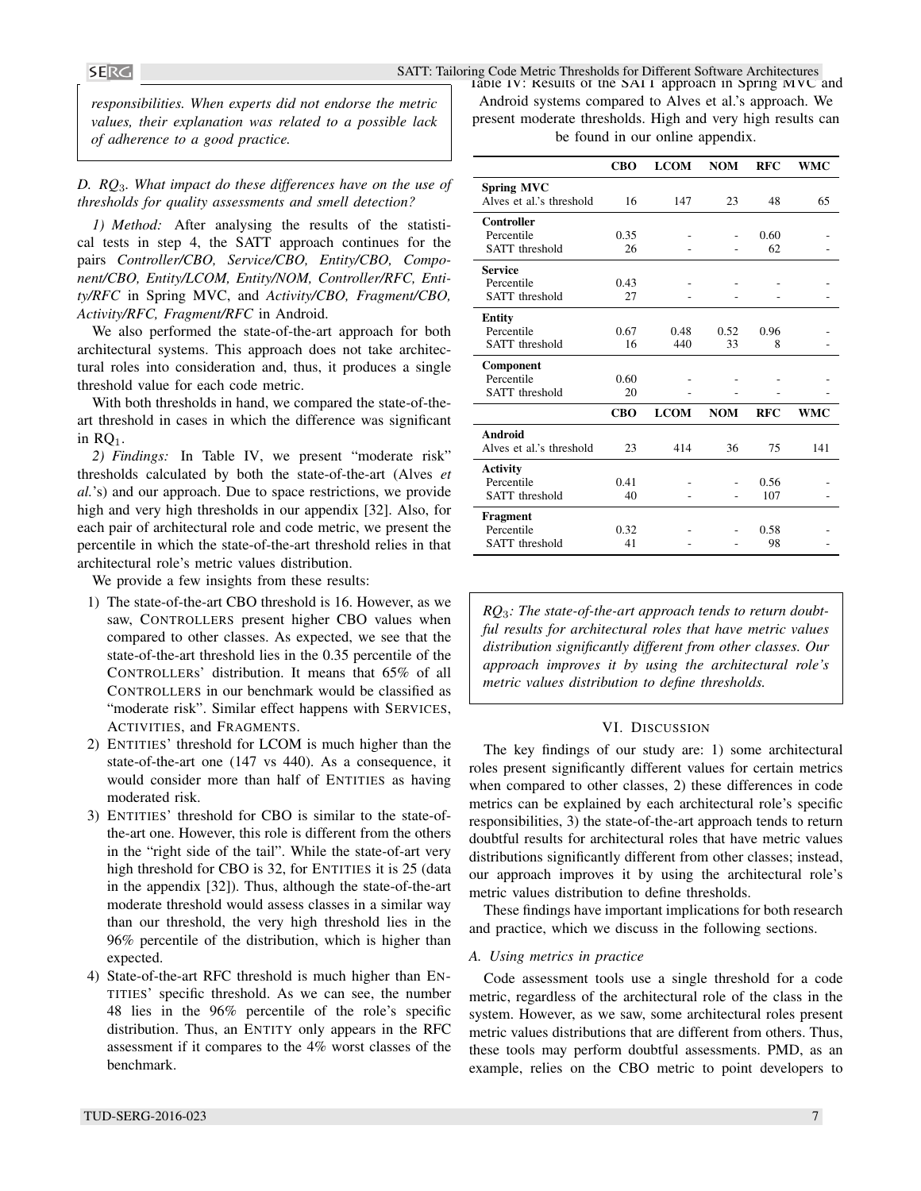*responsibilities. When experts did not endorse the metric values, their explanation was related to a possible lack of adherence to a good practice.*

### D. $RQ_3$. What impact do these differences have on the use of thresholds for quality assessments and smell detection?

*1) Method:* After analysing the results of the statistical tests in step 4, the SATT approach continues for the pairs *Controller/CBO, Service/CBO, Entity/CBO, Component/CBO, Entity/LCOM, Entity/NOM, Controller/RFC, Entity/RFC* in Spring MVC, and *Activity/CBO, Fragment/CBO, Activity/RFC, Fragment/RFC* in Android.

We also performed the state-of-the-art approach for both architectural systems. This approach does not take architectural roles into consideration and, thus, it produces a single threshold value for each code metric.

With both thresholds in hand, we compared the state-of-the-art threshold in cases in which the difference was significant in $RQ_1$.

*2) Findings:* In Table IV, we present "moderate risk" thresholds calculated by both the state-of-the-art (Alves *et al.*'s) and our approach. Due to space restrictions, we provide high and very high thresholds in our appendix [32]. Also, for each pair of architectural role and code metric, we present the percentile in which the state-of-the-art threshold relies in that architectural role's metric values distribution.

We provide a few insights from these results:

1) The state-of-the-art CBO threshold is 16. However, as we saw, CONTROLLERS present higher CBO values when compared to other classes. As expected, we see that the state-of-the-art threshold lies in the 0.35 percentile of the CONTROLLERS' distribution. It means that 65% of all CONTROLLERS in our benchmark would be classified as "moderate risk". Similar effect happens with SERVICES, ACTIVITIES, and FRAGMENTS.
2) ENTITIES' threshold for LCOM is much higher than the state-of-the-art one (147 vs 440). As a consequence, it would consider more than half of ENTITIES as having moderated risk.
3) ENTITIES' threshold for CBO is similar to the state-of-the-art one. However, this role is different from the others in the "right side of the tail". While the state-of-art very high threshold for CBO is 32, for ENTITIES it is 25 (data in the appendix [32]). Thus, although the state-of-the-art moderate threshold would assess classes in a similar way than our threshold, the very high threshold lies in the 96% percentile of the distribution, which is higher than expected.
4) State-of-the-art RFC threshold is much higher than ENTITIES' specific threshold. As we can see, the number 48 lies in the 96% percentile of the role's specific distribution. Thus, an ENTITY only appears in the RFC assessment if it compares to the 4% worst classes of the benchmark.

Table IV: Results of the SATT approach in Spring MVC and Android systems compared to Alves et al.'s approach. We present moderate thresholds. High and very high results can be found in our online appendix.

| | CBO | LCOM | NOM | RFC | WMC |
|---|---|---|---|---|---|
| **Spring MVC** | | | | | |
| Alves et al.'s threshold | 16 | 147 | 23 | 48 | 65 |
| **Controller** | | | | | |
| Percentile | 0.35 | - | - | 0.60 | - |
| SATT threshold | 26 | - | - | 62 | - |
| **Service** | | | | | |
| Percentile | 0.43 | - | - | - | - |
| SATT threshold | 27 | - | - | - | - |
| **Entity** | | | | | |
| Percentile | 0.67 | 0.48 | 0.52 | 0.96 | - |
| SATT threshold | 16 | 440 | 33 | 8 | - |
| **Component** | | | | | |
| Percentile | 0.60 | - | - | - | - |
| SATT threshold | 20 | - | - | - | - |
| | **CBO** | **LCOM** | **NOM** | **RFC** | **WMC** |
| **Android** | | | | | |
| Alves et al.'s threshold | 23 | 414 | 36 | 75 | 141 |
| **Activity** | | | | | |
| Percentile | 0.41 | - | - | 0.56 | - |
| SATT threshold | 40 | - | - | 107 | - |
| **Fragment** | | | | | |
| Percentile | 0.32 | - | - | 0.58 | - |
| SATT threshold | 41 | - | - | 98 | - |

*$RQ_3$: The state-of-the-art approach tends to return doubtful results for architectural roles that have metric values distribution significantly different from other classes. Our approach improves it by using the architectural role's metric values distribution to define thresholds.*

## VI. DISCUSSION

The key findings of our study are: 1) some architectural roles present significantly different values for certain metrics when compared to other classes, 2) these differences in code metrics can be explained by each architectural role's specific responsibilities, 3) the state-of-the-art approach tends to return doubtful results for architectural roles that have metric values distributions significantly different from other classes; instead, our approach improves it by using the architectural role's metric values distribution to define thresholds.

These findings have important implications for both research and practice, which we discuss in the following sections.

### A. Using metrics in practice

Code assessment tools use a single threshold for a code metric, regardless of the architectural role of the class in the system. However, as we saw, some architectural roles present metric values distributions that are different from others. Thus, these tools may perform doubtful assessments. PMD, as an example, relies on the CBO metric to point developers to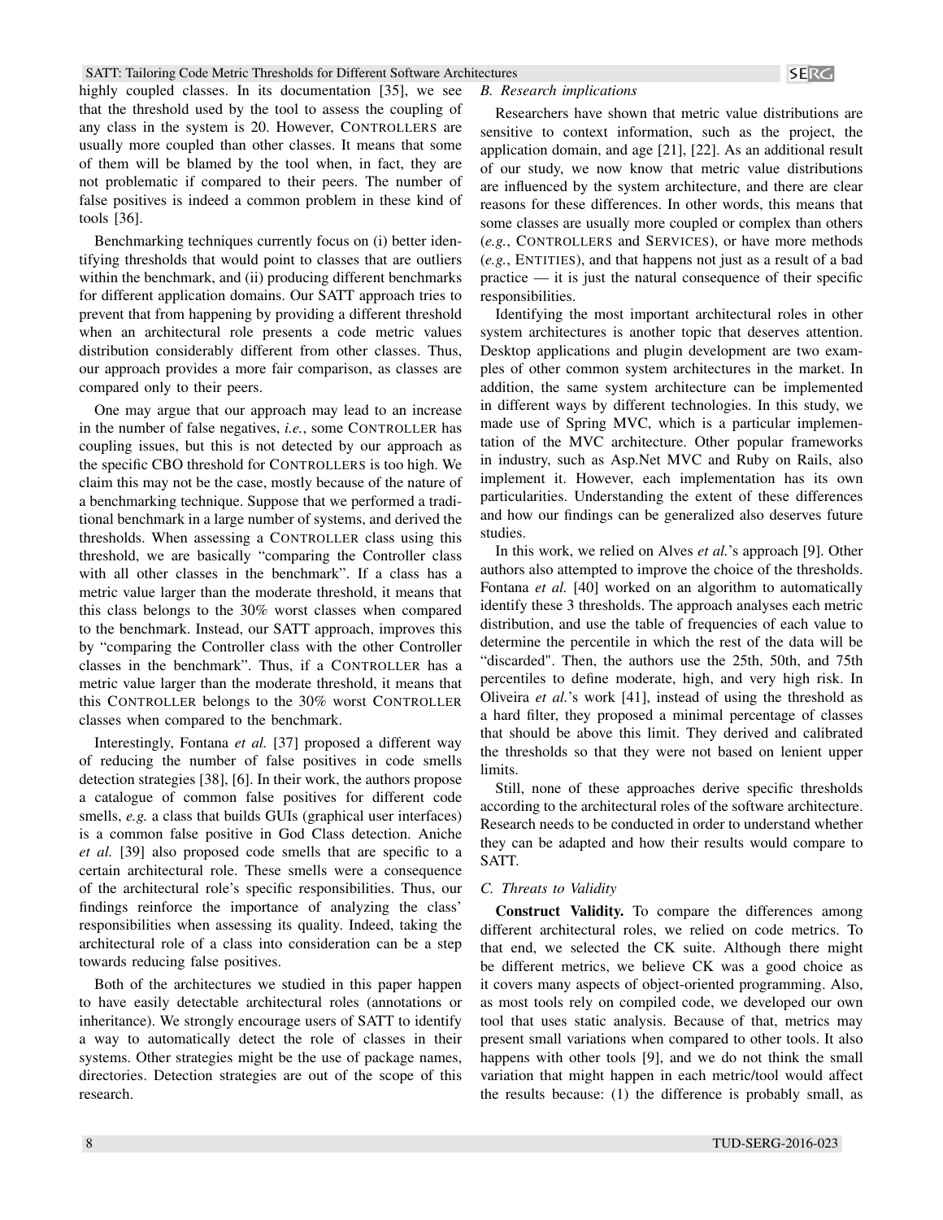highly coupled classes. In its documentation [35], we see that the threshold used by the tool to assess the coupling of any class in the system is 20. However, CONTROLLERS are usually more coupled than other classes. It means that some of them will be blamed by the tool when, in fact, they are not problematic if compared to their peers. The number of false positives is indeed a common problem in these kind of tools [36].

Benchmarking techniques currently focus on (i) better identifying thresholds that would point to classes that are outliers within the benchmark, and (ii) producing different benchmarks for different application domains. Our SATT approach tries to prevent that from happening by providing a different threshold when an architectural role presents a code metric values distribution considerably different from other classes. Thus, our approach provides a more fair comparison, as classes are compared only to their peers.

One may argue that our approach may lead to an increase in the number of false negatives, *i.e.*, some CONTROLLER has coupling issues, but this is not detected by our approach as the specific CBO threshold for CONTROLLERS is too high. We claim this may not be the case, mostly because of the nature of a benchmarking technique. Suppose that we performed a traditional benchmark in a large number of systems, and derived the thresholds. When assessing a CONTROLLER class using this threshold, we are basically "comparing the Controller class with all other classes in the benchmark". If a class has a metric value larger than the moderate threshold, it means that this class belongs to the 30% worst classes when compared to the benchmark. Instead, our SATT approach, improves this by "comparing the Controller class with the other Controller classes in the benchmark". Thus, if a CONTROLLER has a metric value larger than the moderate threshold, it means that this CONTROLLER belongs to the 30% worst CONTROLLER classes when compared to the benchmark.

Interestingly, Fontana *et al.* [37] proposed a different way of reducing the number of false positives in code smells detection strategies [38], [6]. In their work, the authors propose a catalogue of common false positives for different code smells, *e.g.* a class that builds GUIs (graphical user interfaces) is a common false positive in God Class detection. Aniche *et al.* [39] also proposed code smells that are specific to a certain architectural role. These smells were a consequence of the architectural role's specific responsibilities. Thus, our findings reinforce the importance of analyzing the class' responsibilities when assessing its quality. Indeed, taking the architectural role of a class into consideration can be a step towards reducing false positives.

Both of the architectures we studied in this paper happen to have easily detectable architectural roles (annotations or inheritance). We strongly encourage users of SATT to identify a way to automatically detect the role of classes in their systems. Other strategies might be the use of package names, directories. Detection strategies are out of the scope of this research.

### *B. Research implications*

Researchers have shown that metric value distributions are sensitive to context information, such as the project, the application domain, and age [21], [22]. As an additional result of our study, we now know that metric value distributions are influenced by the system architecture, and there are clear reasons for these differences. In other words, this means that some classes are usually more coupled or complex than others (*e.g.*, CONTROLLERS and SERVICES), or have more methods (*e.g.*, ENTITIES), and that happens not just as a result of a bad practice — it is just the natural consequence of their specific responsibilities.

Identifying the most important architectural roles in other system architectures is another topic that deserves attention. Desktop applications and plugin development are two examples of other common system architectures in the market. In addition, the same system architecture can be implemented in different ways by different technologies. In this study, we made use of Spring MVC, which is a particular implementation of the MVC architecture. Other popular frameworks in industry, such as Asp.Net MVC and Ruby on Rails, also implement it. However, each implementation has its own particularities. Understanding the extent of these differences and how our findings can be generalized also deserves future studies.

In this work, we relied on Alves *et al.*'s approach [9]. Other authors also attempted to improve the choice of the thresholds. Fontana *et al.* [40] worked on an algorithm to automatically identify these 3 thresholds. The approach analyses each metric distribution, and use the table of frequencies of each value to determine the percentile in which the rest of the data will be "discarded". Then, the authors use the 25th, 50th, and 75th percentiles to define moderate, high, and very high risk. In Oliveira *et al.*'s work [41], instead of using the threshold as a hard filter, they proposed a minimal percentage of classes that should be above this limit. They derived and calibrated the thresholds so that they were not based on lenient upper limits.

Still, none of these approaches derive specific thresholds according to the architectural roles of the software architecture. Research needs to be conducted in order to understand whether they can be adapted and how their results would compare to SATT.

### *C. Threats to Validity*

**Construct Validity.** To compare the differences among different architectural roles, we relied on code metrics. To that end, we selected the CK suite. Although there might be different metrics, we believe CK was a good choice as it covers many aspects of object-oriented programming. Also, as most tools rely on compiled code, we developed our own tool that uses static analysis. Because of that, metrics may present small variations when compared to other tools. It also happens with other tools [9], and we do not think the small variation that might happen in each metric/tool would affect the results because: (1) the difference is probably small, as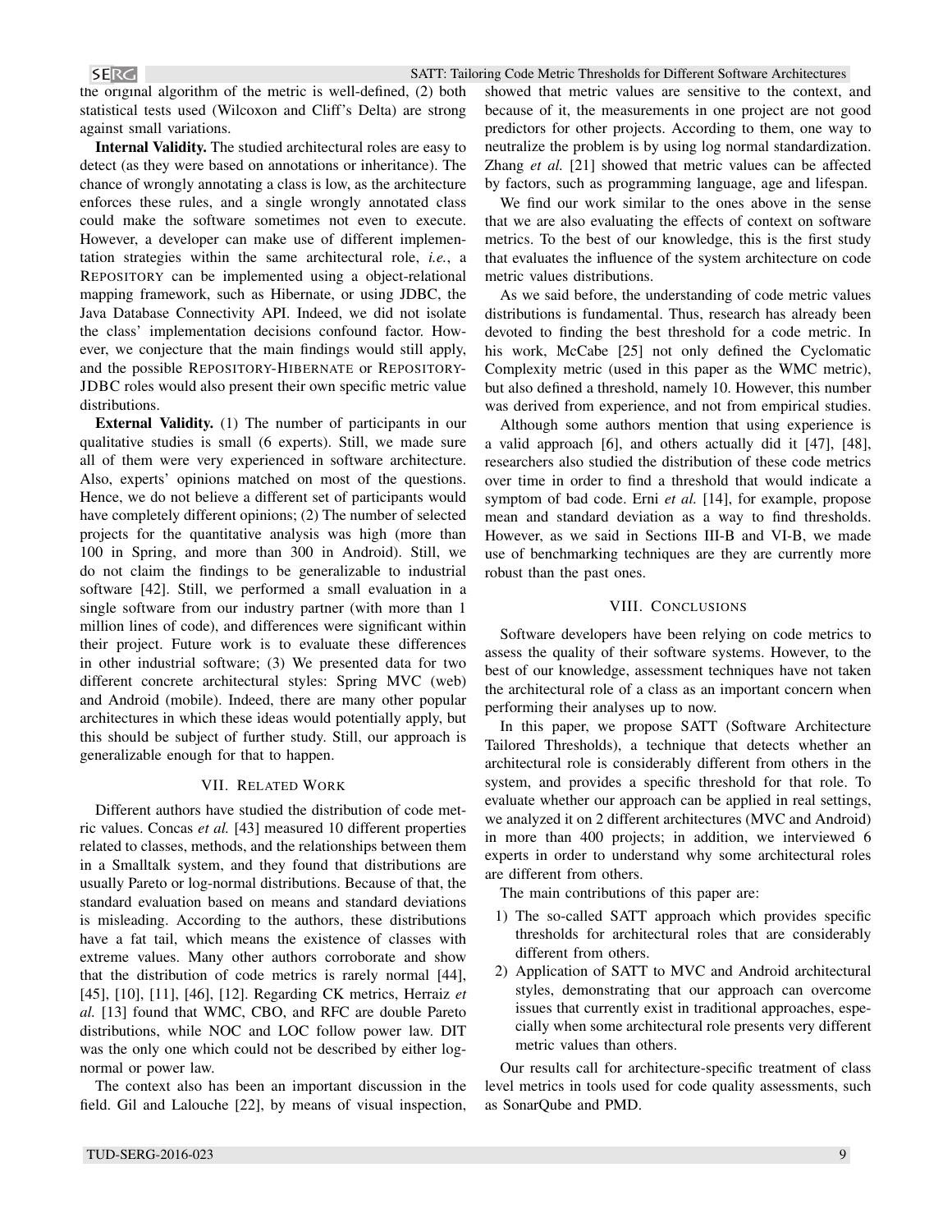the original algorithm of the metric is well-defined, (2) both statistical tests used (Wilcoxon and Cliff's Delta) are strong against small variations.

**Internal Validity.** The studied architectural roles are easy to detect (as they were based on annotations or inheritance). The chance of wrongly annotating a class is low, as the architecture enforces these rules, and a single wrongly annotated class could make the software sometimes not even to execute. However, a developer can make use of different implementation strategies within the same architectural role, *i.e.*, a REPOSITORY can be implemented using a object-relational mapping framework, such as Hibernate, or using JDBC, the Java Database Connectivity API. Indeed, we did not isolate the class' implementation decisions confound factor. However, we conjecture that the main findings would still apply, and the possible REPOSITORY-HIBERNATE or REPOSITORY-JDBC roles would also present their own specific metric value distributions.

**External Validity.** (1) The number of participants in our qualitative studies is small (6 experts). Still, we made sure all of them were very experienced in software architecture. Also, experts' opinions matched on most of the questions. Hence, we do not believe a different set of participants would have completely different opinions; (2) The number of selected projects for the quantitative analysis was high (more than 100 in Spring, and more than 300 in Android). Still, we do not claim the findings to be generalizable to industrial software [42]. Still, we performed a small evaluation in a single software from our industry partner (with more than 1 million lines of code), and differences were significant within their project. Future work is to evaluate these differences in other industrial software; (3) We presented data for two different concrete architectural styles: Spring MVC (web) and Android (mobile). Indeed, there are many other popular architectures in which these ideas would potentially apply, but this should be subject of further study. Still, our approach is generalizable enough for that to happen.

## VII. Related Work

Different authors have studied the distribution of code metric values. Concas *et al.* [43] measured 10 different properties related to classes, methods, and the relationships between them in a Smalltalk system, and they found that distributions are usually Pareto or log-normal distributions. Because of that, the standard evaluation based on means and standard deviations is misleading. According to the authors, these distributions have a fat tail, which means the existence of classes with extreme values. Many other authors corroborate and show that the distribution of code metrics is rarely normal [44], [45], [10], [11], [46], [12]. Regarding CK metrics, Herraiz *et al.* [13] found that WMC, CBO, and RFC are double Pareto distributions, while NOC and LOC follow power law. DIT was the only one which could not be described by either log-normal or power law.

The context also has been an important discussion in the field. Gil and Lalouche [22], by means of visual inspection, showed that metric values are sensitive to the context, and because of it, the measurements in one project are not good predictors for other projects. According to them, one way to neutralize the problem is by using log normal standardization. Zhang *et al.* [21] showed that metric values can be affected by factors, such as programming language, age and lifespan.

We find our work similar to the ones above in the sense that we are also evaluating the effects of context on software metrics. To the best of our knowledge, this is the first study that evaluates the influence of the system architecture on code metric values distributions.

As we said before, the understanding of code metric values distributions is fundamental. Thus, research has already been devoted to finding the best threshold for a code metric. In his work, McCabe [25] not only defined the Cyclomatic Complexity metric (used in this paper as the WMC metric), but also defined a threshold, namely 10. However, this number was derived from experience, and not from empirical studies.

Although some authors mention that using experience is a valid approach [6], and others actually did it [47], [48], researchers also studied the distribution of these code metrics over time in order to find a threshold that would indicate a symptom of bad code. Erni *et al.* [14], for example, propose mean and standard deviation as a way to find thresholds. However, as we said in Sections III-B and VI-B, we made use of benchmarking techniques are they are currently more robust than the past ones.

## VIII. Conclusions

Software developers have been relying on code metrics to assess the quality of their software systems. However, to the best of our knowledge, assessment techniques have not taken the architectural role of a class as an important concern when performing their analyses up to now.

In this paper, we propose SATT (Software Architecture Tailored Thresholds), a technique that detects whether an architectural role is considerably different from others in the system, and provides a specific threshold for that role. To evaluate whether our approach can be applied in real settings, we analyzed it on 2 different architectures (MVC and Android) in more than 400 projects; in addition, we interviewed 6 experts in order to understand why some architectural roles are different from others.

The main contributions of this paper are:

1) The so-called SATT approach which provides specific thresholds for architectural roles that are considerably different from others.
2) Application of SATT to MVC and Android architectural styles, demonstrating that our approach can overcome issues that currently exist in traditional approaches, especially when some architectural role presents very different metric values than others.

Our results call for architecture-specific treatment of class level metrics in tools used for code quality assessments, such as SonarQube and PMD.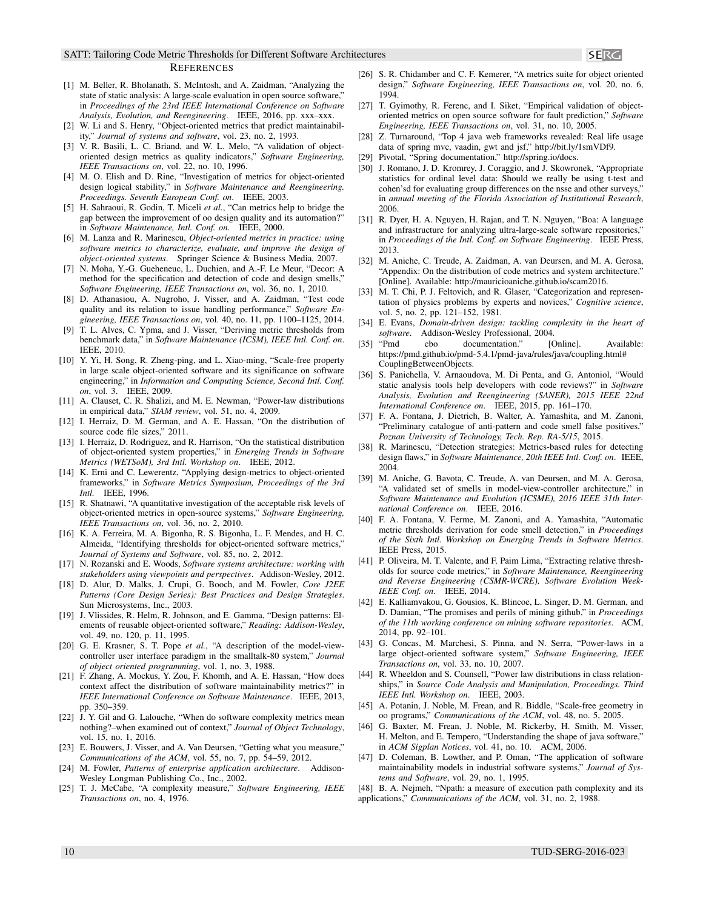## References

[1] M. Beller, R. Bholanath, S. McIntosh, and A. Zaidman, "Analyzing the state of static analysis: A large-scale evaluation in open source software," in *Proceedings of the 23rd IEEE International Conference on Software Analysis, Evolution, and Reengineering*. IEEE, 2016, pp. xxx–xxx.

[2] W. Li and S. Henry, "Object-oriented metrics that predict maintainability," *Journal of systems and software*, vol. 23, no. 2, 1993.

[3] V. R. Basili, L. C. Briand, and W. L. Melo, "A validation of object-oriented design metrics as quality indicators," *Software Engineering, IEEE Transactions on*, vol. 22, no. 10, 1996.

[4] M. O. Elish and D. Rine, "Investigation of metrics for object-oriented design logical stability," in *Software Maintenance and Reengineering. Proceedings. Seventh European Conf. on*. IEEE, 2003.

[5] H. Sahraoui, R. Godin, T. Miceli *et al.*, "Can metrics help to bridge the gap between the improvement of oo design quality and its automation?" in *Software Maintenance, Intl. Conf. on*. IEEE, 2000.

[6] M. Lanza and R. Marinescu, *Object-oriented metrics in practice: using software metrics to characterize, evaluate, and improve the design of object-oriented systems*. Springer Science & Business Media, 2007.

[7] N. Moha, Y.-G. Gueheneuc, L. Duchien, and A.-F. Le Meur, "Decor: A method for the specification and detection of code and design smells," *Software Engineering, IEEE Transactions on*, vol. 36, no. 1, 2010.

[8] D. Athanasiou, A. Nugroho, J. Visser, and A. Zaidman, "Test code quality and its relation to issue handling performance," *Software Engineering, IEEE Transactions on*, vol. 40, no. 11, pp. 1100–1125, 2014.

[9] T. L. Alves, C. Ypma, and J. Visser, "Deriving metric thresholds from benchmark data," in *Software Maintenance (ICSM), IEEE Intl. Conf. on*. IEEE, 2010.

[10] Y. Yi, H. Song, R. Zheng-ping, and L. Xiao-ming, "Scale-free property in large scale object-oriented software and its significance on software engineering," in *Information and Computing Science, Second Intl. Conf. on*, vol. 3. IEEE, 2009.

[11] A. Clauset, C. R. Shalizi, and M. E. Newman, "Power-law distributions in empirical data," *SIAM review*, vol. 51, no. 4, 2009.

[12] I. Herraiz, D. M. German, and A. E. Hassan, "On the distribution of source code file sizes," 2011.

[13] I. Herraiz, D. Rodriguez, and R. Harrison, "On the statistical distribution of object-oriented system properties," in *Emerging Trends in Software Metrics (WETSoM), 3rd Intl. Workshop on*. IEEE, 2012.

[14] K. Erni and C. Lewerentz, "Applying design-metrics to object-oriented frameworks," in *Software Metrics Symposium, Proceedings of the 3rd Intl.* IEEE, 1996.

[15] R. Shatnawi, "A quantitative investigation of the acceptable risk levels of object-oriented metrics in open-source systems," *Software Engineering, IEEE Transactions on*, vol. 36, no. 2, 2010.

[16] K. A. Ferreira, M. A. Bigonha, R. S. Bigonha, L. F. Mendes, and H. C. Almeida, "Identifying thresholds for object-oriented software metrics," *Journal of Systems and Software*, vol. 85, no. 2, 2012.

[17] N. Rozanski and E. Woods, *Software systems architecture: working with stakeholders using viewpoints and perspectives*. Addison-Wesley, 2012.

[18] D. Alur, D. Malks, J. Crupi, G. Booch, and M. Fowler, *Core J2EE Patterns (Core Design Series): Best Practices and Design Strategies*. Sun Microsystems, Inc., 2003.

[19] J. Vlissides, R. Helm, R. Johnson, and E. Gamma, "Design patterns: Elements of reusable object-oriented software," *Reading: Addison-Wesley*, vol. 49, no. 120, p. 11, 1995.

[20] G. E. Krasner, S. T. Pope *et al.*, "A description of the model-view-controller user interface paradigm in the smalltalk-80 system," *Journal of object oriented programming*, vol. 1, no. 3, 1988.

[21] F. Zhang, A. Mockus, Y. Zou, F. Khomh, and A. E. Hassan, "How does context affect the distribution of software maintainability metrics?" in *IEEE International Conference on Software Maintenance*. IEEE, 2013, pp. 350–359.

[22] J. Y. Gil and G. Lalouche, "When do software complexity metrics mean nothing?–when examined out of context," *Journal of Object Technology*, vol. 15, no. 1, 2016.

[23] E. Bouwers, J. Visser, and A. Van Deursen, "Getting what you measure," *Communications of the ACM*, vol. 55, no. 7, pp. 54–59, 2012.

[24] M. Fowler, *Patterns of enterprise application architecture*. Addison-Wesley Longman Publishing Co., Inc., 2002.

[25] T. J. McCabe, "A complexity measure," *Software Engineering, IEEE Transactions on*, no. 4, 1976.

[26] S. R. Chidamber and C. F. Kemerer, "A metrics suite for object oriented design," *Software Engineering, IEEE Transactions on*, vol. 20, no. 6, 1994.

[27] T. Gyimothy, R. Ferenc, and I. Siket, "Empirical validation of object-oriented metrics on open source software for fault prediction," *Software Engineering, IEEE Transactions on*, vol. 31, no. 10, 2005.

[28] Z. Turnaround, "Top 4 java web frameworks revealed: Real life usage data of spring mvc, vaadin, gwt and jsf," http://bit.ly/1smVDf9.

[29] Pivotal, "Spring documentation," http://spring.io/docs.

[30] J. Romano, J. D. Kromrey, J. Coraggio, and J. Skowronek, "Appropriate statistics for ordinal level data: Should we really be using t-test and cohen'sd for evaluating group differences on the nsse and other surveys," in *annual meeting of the Florida Association of Institutional Research*, 2006.

[31] R. Dyer, H. A. Nguyen, H. Rajan, and T. N. Nguyen, "Boa: A language and infrastructure for analyzing ultra-large-scale software repositories," in *Proceedings of the Intl. Conf. on Software Engineering*. IEEE Press, 2013.

[32] M. Aniche, C. Treude, A. Zaidman, A. van Deursen, and M. A. Gerosa, "Appendix: On the distribution of code metrics and system architecture." [Online]. Available: http://mauricioaniche.github.io/scam2016.

[33] M. T. Chi, P. J. Feltovich, and R. Glaser, "Categorization and representation of physics problems by experts and novices," *Cognitive science*, vol. 5, no. 2, pp. 121–152, 1981.

[34] E. Evans, *Domain-driven design: tackling complexity in the heart of software*. Addison-Wesley Professional, 2004.

[35] "Pmd cbo documentation." [Online]. Available: https://pmd.github.io/pmd-5.4.1/pmd-java/rules/java/coupling.html#CouplingBetweenObjects.

[36] S. Panichella, V. Arnaoudova, M. Di Penta, and G. Antoniol, "Would static analysis tools help developers with code reviews?" in *Software Analysis, Evolution and Reengineering (SANER), 2015 IEEE 22nd International Conference on*. IEEE, 2015, pp. 161–170.

[37] F. A. Fontana, J. Dietrich, B. Walter, A. Yamashita, and M. Zanoni, "Preliminary catalogue of anti-pattern and code smell false positives," *Poznan University of Technology, Tech. Rep. RA-5/15*, 2015.

[38] R. Marinescu, "Detection strategies: Metrics-based rules for detecting design flaws," in *Software Maintenance, 20th IEEE Intl. Conf. on*. IEEE, 2004.

[39] M. Aniche, G. Bavota, C. Treude, A. van Deursen, and M. A. Gerosa, "A validated set of smells in model-view-controller architecture," in *Software Maintenance and Evolution (ICSME), 2016 IEEE 31th International Conference on*. IEEE, 2016.

[40] F. A. Fontana, V. Ferme, M. Zanoni, and A. Yamashita, "Automatic metric thresholds derivation for code smell detection," in *Proceedings of the Sixth Intl. Workshop on Emerging Trends in Software Metrics*. IEEE Press, 2015.

[41] P. Oliveira, M. T. Valente, and F. Paim Lima, "Extracting relative thresholds for source code metrics," in *Software Maintenance, Reengineering and Reverse Engineering (CSMR-WCRE), Software Evolution Week-IEEE Conf. on*. IEEE, 2014.

[42] E. Kalliamvakou, G. Gousios, K. Blincoe, L. Singer, D. M. German, and D. Damian, "The promises and perils of mining github," in *Proceedings of the 11th working conference on mining software repositories*. ACM, 2014, pp. 92–101.

[43] G. Concas, M. Marchesi, S. Pinna, and N. Serra, "Power-laws in a large object-oriented software system," *Software Engineering, IEEE Transactions on*, vol. 33, no. 10, 2007.

[44] R. Wheeldon and S. Counsell, "Power law distributions in class relationships," in *Source Code Analysis and Manipulation, Proceedings. Third IEEE Intl. Workshop on*. IEEE, 2003.

[45] A. Potanin, J. Noble, M. Frean, and R. Biddle, "Scale-free geometry in oo programs," *Communications of the ACM*, vol. 48, no. 5, 2005.

[46] G. Baxter, M. Frean, J. Noble, M. Rickerby, H. Smith, M. Visser, H. Melton, and E. Tempero, "Understanding the shape of java software," in *ACM Sigplan Notices*, vol. 41, no. 10. ACM, 2006.

[47] D. Coleman, B. Lowther, and P. Oman, "The application of software maintainability models in industrial software systems," *Journal of Systems and Software*, vol. 29, no. 1, 1995.

[48] B. A. Nejmeh, "Npath: a measure of execution path complexity and its applications," *Communications of the ACM*, vol. 31, no. 2, 1988.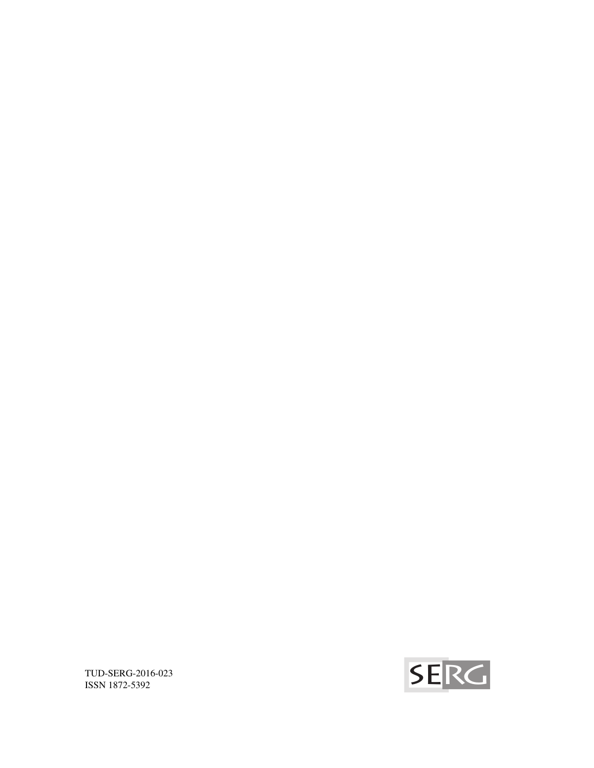TUD-SERG-2016-023
ISSN 1872-5392

SERG